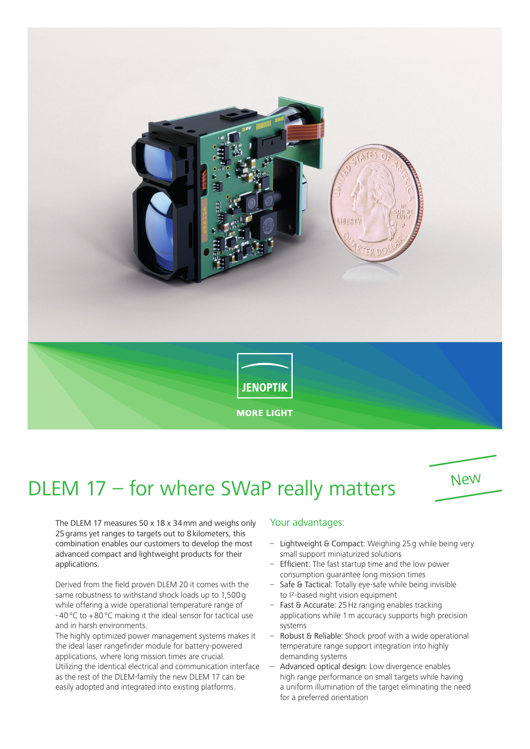JENOPTIK

MORE LIGHT

# DLEM 17 – for where SWaP really matters

New

The DLEM 17 measures 50 x 18 x 34 mm and weighs only 25 grams yet ranges to targets out to 8 kilometers, this combination enables our customers to develop the most advanced compact and lightweight products for their applications.

Derived from the field proven DLEM 20 it comes with the same robustness to withstand shock loads up to 1,500 g while offering a wide operational temperature range of -40 °C to +80 °C making it the ideal sensor for tactical use and in harsh environments.
The highly optimized power management systems makes it the ideal laser rangefinder module for battery-powered applications, where long mission times are crucial.
Utilizing the identical electrical and communication interface as the rest of the DLEM-family the new DLEM 17 can be easily adopted and integrated into existing platforms.

## Your advantages:

- Lightweight & Compact: Weighing 25 g while being very small support miniaturized solutions
- Efficient: The fast startup time and the low power consumption guarantee long mission times
- Safe & Tactical: Totally eye-safe while being invisible to I²-based night vision equipment
- Fast & Accurate: 25 Hz ranging enables tracking applications while 1 m accuracy supports high precision systems
- Robust & Reliable: Shock proof with a wide operational temperature range support integration into highly demanding systems
- Advanced optical design: Low divergence enables high range performance on small targets while having a uniform illumination of the target eliminating the need for a preferred orientation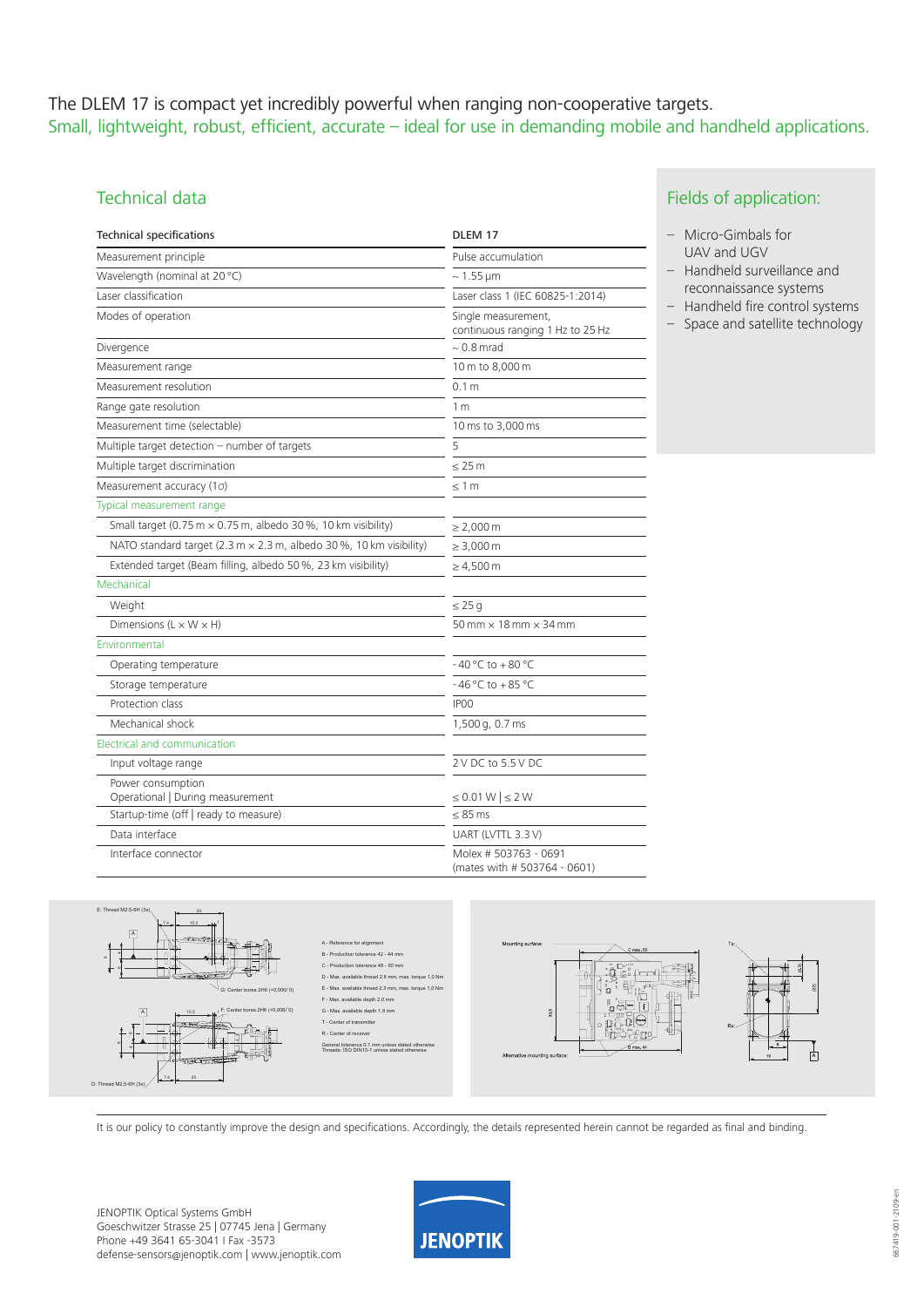The DLEM 17 is compact yet incredibly powerful when ranging non-cooperative targets.
Small, lightweight, robust, efficient, accurate – ideal for use in demanding mobile and handheld applications.

## Technical data

| Technical specifications | DLEM 17 |
|---|---|
| Measurement principle | Pulse accumulation |
| Wavelength (nominal at 20 °C) | ~ 1.55 µm |
| Laser classification | Laser class 1 (IEC 60825-1:2014) |
| Modes of operation | Single measurement, continuous ranging 1 Hz to 25 Hz |
| Divergence | ~ 0.8 mrad |
| Measurement range | 10 m to 8,000 m |
| Measurement resolution | 0.1 m |
| Range gate resolution | 1 m |
| Measurement time (selectable) | 10 ms to 3,000 ms |
| Multiple target detection – number of targets | 5 |
| Multiple target discrimination | ≤ 25 m |
| Measurement accuracy (1σ) | ≤ 1 m |
| Typical measurement range | |
| Small target (0.75 m × 0.75 m, albedo 30 %, 10 km visibility) | ≥ 2,000 m |
| NATO standard target (2.3 m × 2.3 m, albedo 30 %, 10 km visibility) | ≥ 3,000 m |
| Extended target (Beam filling, albedo 50 %, 23 km visibility) | ≥ 4,500 m |
| Mechanical | |
| Weight | ≤ 25 g |
| Dimensions (L × W × H) | 50 mm × 18 mm × 34 mm |
| Environmental | |
| Operating temperature | - 40 °C to + 80 °C |
| Storage temperature | - 46 °C to + 85 °C |
| Protection class | IP00 |
| Mechanical shock | 1,500 g, 0.7 ms |
| Electrical and communication | |
| Input voltage range | 2 V DC to 5.5 V DC |
| Power consumption Operational \| During measurement | ≤ 0.01 W \| ≤ 2 W |
| Startup-time (off \| ready to measure) | ≤ 85 ms |
| Data interface | UART (LVTTL 3.3 V) |
| Interface connector | Molex # 503763 - 0691 (mates with # 503764 - 0601) |

## Fields of application:

- Micro-Gimbals for UAV and UGV
- Handheld surveillance and reconnaissance systems
- Handheld fire control systems
- Space and satellite technology

E: Thread M2.5-6H (3x)
G: Center bores 2H6 (+0,006/ 0)
F: Center bores 2H6 (+0,006/ 0)
D: Thread M2,5-6H (3x)

A - Reference for alignment
B - Production tolerance 42 - 44 mm
C - Production tolerance 48 - 50 mm
D - Max. available thread 2.8 mm, max. torque 1,0 Nm
E - Max. available thread 2.3 mm, max. torque 1,0 Nm
F - Max. available depth 2.0 mm
G - Max. available depth 1.8 mm
T - Center of transmitter
R - Center of receiver
General tolerance 0.1 mm unless stated otherwise
Threads: ISO DIN13-1 unless stated otherwise

Mounting surface:
Alternative mounting surface:
C max. 50
B max. 44
Tx
Rx

It is our policy to constantly improve the design and specifications. Accordingly, the details represented herein cannot be regarded as final and binding.

JENOPTIK Optical Systems GmbH
Goeschwitzer Strasse 25 | 07745 Jena | Germany
Phone +49 3641 65-3041 I Fax -3573
defense-sensors@jenoptik.com | www.jenoptik.com

JENOPTIK

667419-001-2109-en